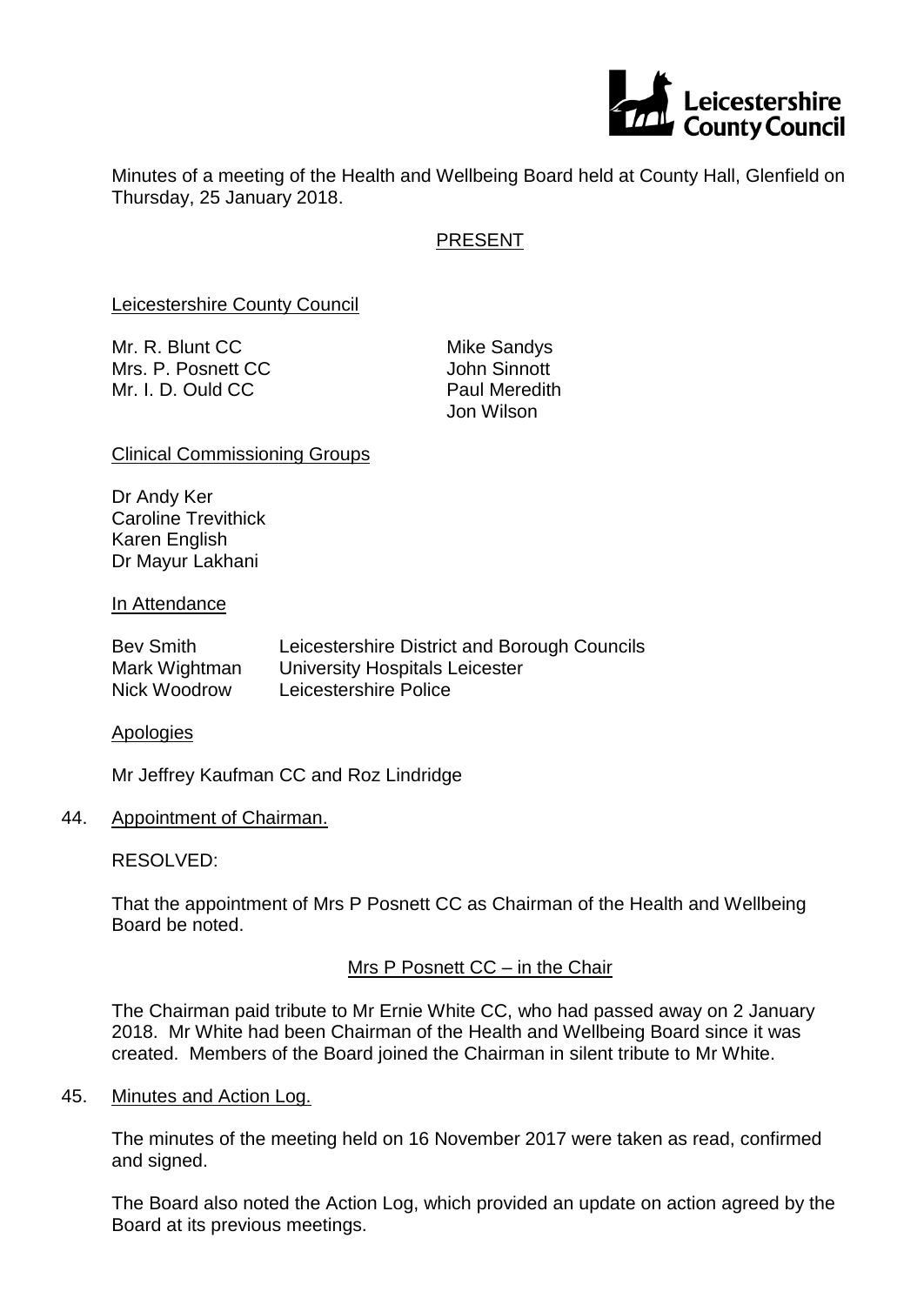Leicestershire County Council

Minutes of a meeting of the Health and Wellbeing Board held at County Hall, Glenfield on Thursday, 25 January 2018.

## PRESENT

### Leicestershire County Council

Mr. R. Blunt CC
Mrs. P. Posnett CC
Mr. I. D. Ould CC

Mike Sandys
John Sinnott
Paul Meredith
Jon Wilson

### Clinical Commissioning Groups

Dr Andy Ker
Caroline Trevithick
Karen English
Dr Mayur Lakhani

### In Attendance

| | |
|---|---|
| Bev Smith | Leicestershire District and Borough Councils |
| Mark Wightman | University Hospitals Leicester |
| Nick Woodrow | Leicestershire Police |

### Apologies

Mr Jeffrey Kaufman CC and Roz Lindridge

## 44. Appointment of Chairman.

RESOLVED:

That the appointment of Mrs P Posnett CC as Chairman of the Health and Wellbeing Board be noted.

### Mrs P Posnett CC – in the Chair

The Chairman paid tribute to Mr Ernie White CC, who had passed away on 2 January 2018. Mr White had been Chairman of the Health and Wellbeing Board since it was created. Members of the Board joined the Chairman in silent tribute to Mr White.

## 45. Minutes and Action Log.

The minutes of the meeting held on 16 November 2017 were taken as read, confirmed and signed.

The Board also noted the Action Log, which provided an update on action agreed by the Board at its previous meetings.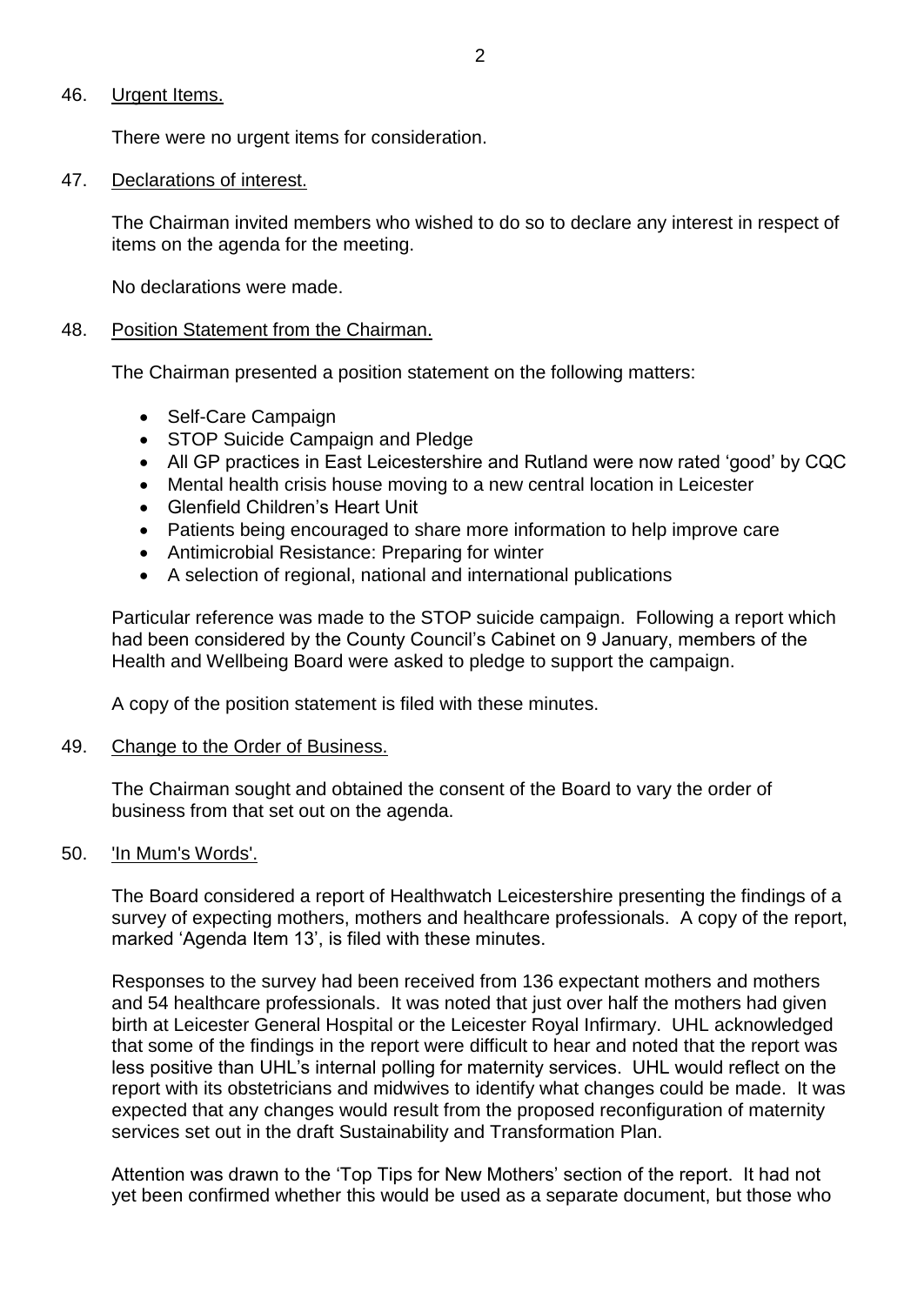46. Urgent Items.

There were no urgent items for consideration.

47. Declarations of interest.

The Chairman invited members who wished to do so to declare any interest in respect of items on the agenda for the meeting.

No declarations were made.

48. Position Statement from the Chairman.

The Chairman presented a position statement on the following matters:

- Self-Care Campaign
- STOP Suicide Campaign and Pledge
- All GP practices in East Leicestershire and Rutland were now rated 'good' by CQC
- Mental health crisis house moving to a new central location in Leicester
- Glenfield Children's Heart Unit
- Patients being encouraged to share more information to help improve care
- Antimicrobial Resistance: Preparing for winter
- A selection of regional, national and international publications

Particular reference was made to the STOP suicide campaign. Following a report which had been considered by the County Council's Cabinet on 9 January, members of the Health and Wellbeing Board were asked to pledge to support the campaign.

A copy of the position statement is filed with these minutes.

49. Change to the Order of Business.

The Chairman sought and obtained the consent of the Board to vary the order of business from that set out on the agenda.

50. 'In Mum's Words'.

The Board considered a report of Healthwatch Leicestershire presenting the findings of a survey of expecting mothers, mothers and healthcare professionals. A copy of the report, marked 'Agenda Item 13', is filed with these minutes.

Responses to the survey had been received from 136 expectant mothers and mothers and 54 healthcare professionals. It was noted that just over half the mothers had given birth at Leicester General Hospital or the Leicester Royal Infirmary. UHL acknowledged that some of the findings in the report were difficult to hear and noted that the report was less positive than UHL's internal polling for maternity services. UHL would reflect on the report with its obstetricians and midwives to identify what changes could be made. It was expected that any changes would result from the proposed reconfiguration of maternity services set out in the draft Sustainability and Transformation Plan.

Attention was drawn to the 'Top Tips for New Mothers' section of the report. It had not yet been confirmed whether this would be used as a separate document, but those who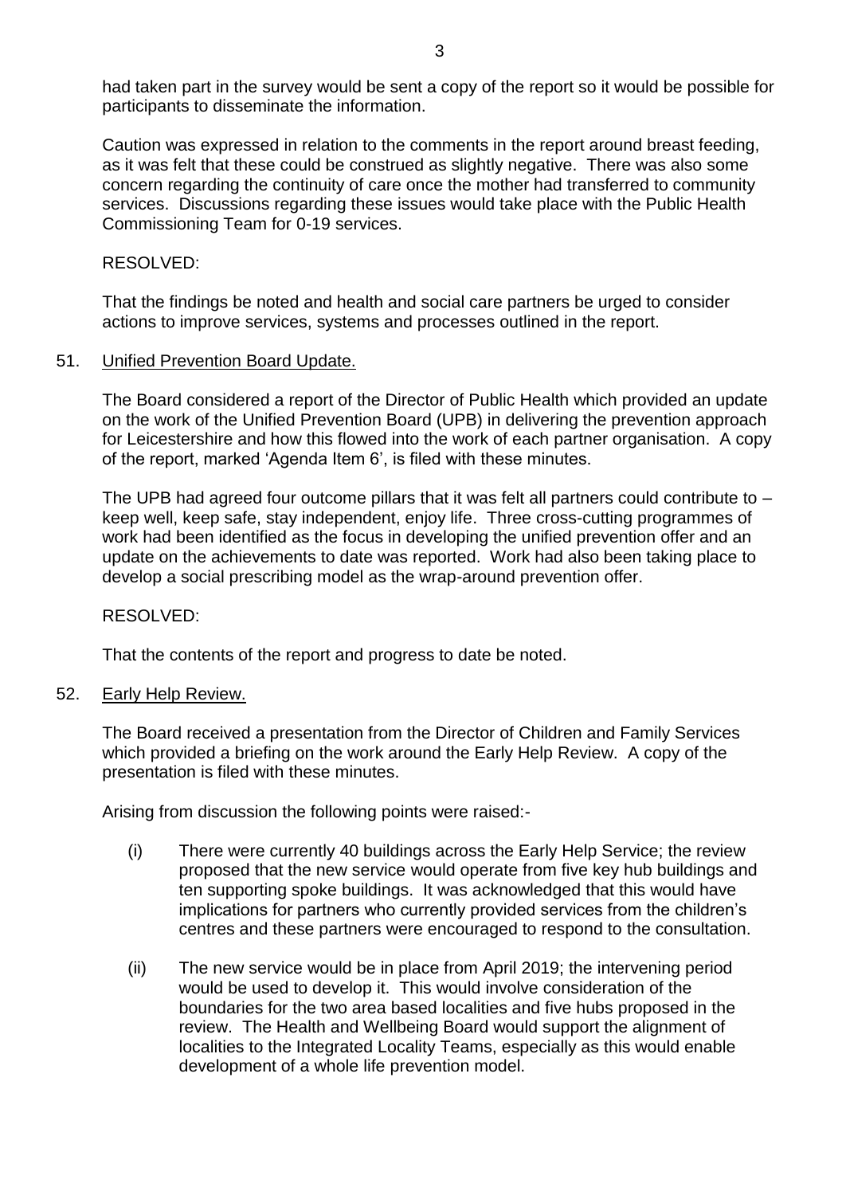had taken part in the survey would be sent a copy of the report so it would be possible for participants to disseminate the information.

Caution was expressed in relation to the comments in the report around breast feeding, as it was felt that these could be construed as slightly negative. There was also some concern regarding the continuity of care once the mother had transferred to community services. Discussions regarding these issues would take place with the Public Health Commissioning Team for 0-19 services.

RESOLVED:

That the findings be noted and health and social care partners be urged to consider actions to improve services, systems and processes outlined in the report.

51. Unified Prevention Board Update.

The Board considered a report of the Director of Public Health which provided an update on the work of the Unified Prevention Board (UPB) in delivering the prevention approach for Leicestershire and how this flowed into the work of each partner organisation. A copy of the report, marked 'Agenda Item 6', is filed with these minutes.

The UPB had agreed four outcome pillars that it was felt all partners could contribute to – keep well, keep safe, stay independent, enjoy life. Three cross-cutting programmes of work had been identified as the focus in developing the unified prevention offer and an update on the achievements to date was reported. Work had also been taking place to develop a social prescribing model as the wrap-around prevention offer.

RESOLVED:

That the contents of the report and progress to date be noted.

52. Early Help Review.

The Board received a presentation from the Director of Children and Family Services which provided a briefing on the work around the Early Help Review. A copy of the presentation is filed with these minutes.

Arising from discussion the following points were raised:-

(i) There were currently 40 buildings across the Early Help Service; the review proposed that the new service would operate from five key hub buildings and ten supporting spoke buildings. It was acknowledged that this would have implications for partners who currently provided services from the children's centres and these partners were encouraged to respond to the consultation.

(ii) The new service would be in place from April 2019; the intervening period would be used to develop it. This would involve consideration of the boundaries for the two area based localities and five hubs proposed in the review. The Health and Wellbeing Board would support the alignment of localities to the Integrated Locality Teams, especially as this would enable development of a whole life prevention model.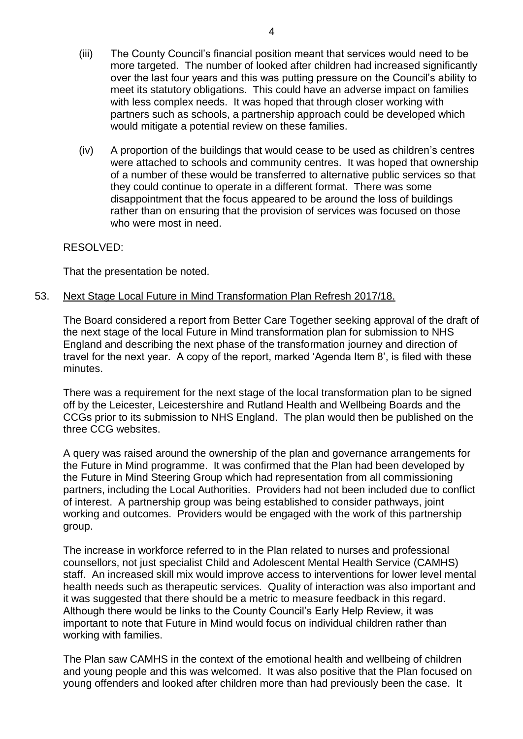(iii) The County Council's financial position meant that services would need to be more targeted. The number of looked after children had increased significantly over the last four years and this was putting pressure on the Council's ability to meet its statutory obligations. This could have an adverse impact on families with less complex needs. It was hoped that through closer working with partners such as schools, a partnership approach could be developed which would mitigate a potential review on these families.

(iv) A proportion of the buildings that would cease to be used as children's centres were attached to schools and community centres. It was hoped that ownership of a number of these would be transferred to alternative public services so that they could continue to operate in a different format. There was some disappointment that the focus appeared to be around the loss of buildings rather than on ensuring that the provision of services was focused on those who were most in need.

RESOLVED:

That the presentation be noted.

53. Next Stage Local Future in Mind Transformation Plan Refresh 2017/18.

The Board considered a report from Better Care Together seeking approval of the draft of the next stage of the local Future in Mind transformation plan for submission to NHS England and describing the next phase of the transformation journey and direction of travel for the next year. A copy of the report, marked 'Agenda Item 8', is filed with these minutes.

There was a requirement for the next stage of the local transformation plan to be signed off by the Leicester, Leicestershire and Rutland Health and Wellbeing Boards and the CCGs prior to its submission to NHS England. The plan would then be published on the three CCG websites.

A query was raised around the ownership of the plan and governance arrangements for the Future in Mind programme. It was confirmed that the Plan had been developed by the Future in Mind Steering Group which had representation from all commissioning partners, including the Local Authorities. Providers had not been included due to conflict of interest. A partnership group was being established to consider pathways, joint working and outcomes. Providers would be engaged with the work of this partnership group.

The increase in workforce referred to in the Plan related to nurses and professional counsellors, not just specialist Child and Adolescent Mental Health Service (CAMHS) staff. An increased skill mix would improve access to interventions for lower level mental health needs such as therapeutic services. Quality of interaction was also important and it was suggested that there should be a metric to measure feedback in this regard. Although there would be links to the County Council's Early Help Review, it was important to note that Future in Mind would focus on individual children rather than working with families.

The Plan saw CAMHS in the context of the emotional health and wellbeing of children and young people and this was welcomed. It was also positive that the Plan focused on young offenders and looked after children more than had previously been the case. It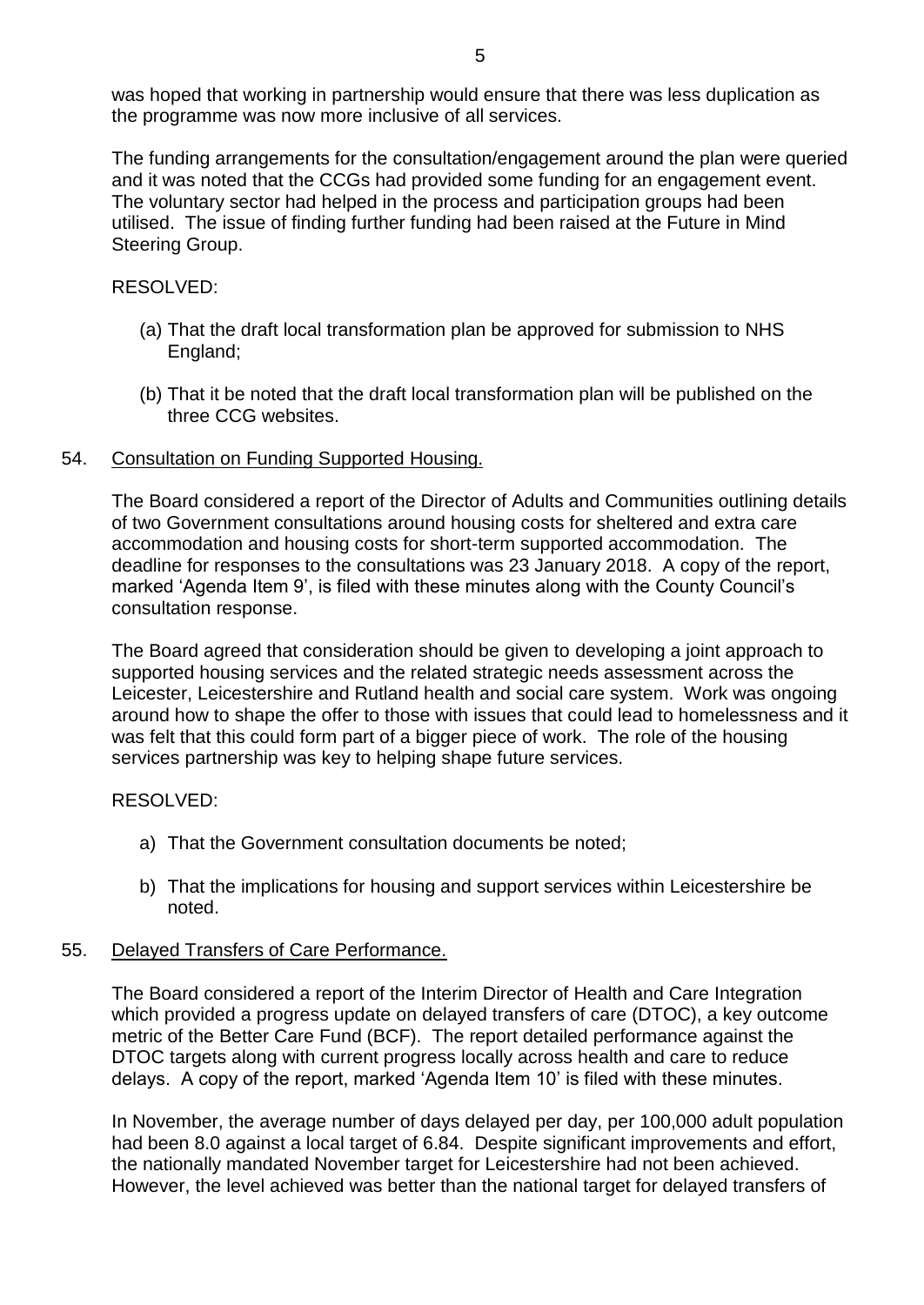was hoped that working in partnership would ensure that there was less duplication as the programme was now more inclusive of all services.

The funding arrangements for the consultation/engagement around the plan were queried and it was noted that the CCGs had provided some funding for an engagement event. The voluntary sector had helped in the process and participation groups had been utilised. The issue of finding further funding had been raised at the Future in Mind Steering Group.

RESOLVED:

(a) That the draft local transformation plan be approved for submission to NHS England;

(b) That it be noted that the draft local transformation plan will be published on the three CCG websites.

54. Consultation on Funding Supported Housing.

The Board considered a report of the Director of Adults and Communities outlining details of two Government consultations around housing costs for sheltered and extra care accommodation and housing costs for short-term supported accommodation. The deadline for responses to the consultations was 23 January 2018. A copy of the report, marked 'Agenda Item 9', is filed with these minutes along with the County Council's consultation response.

The Board agreed that consideration should be given to developing a joint approach to supported housing services and the related strategic needs assessment across the Leicester, Leicestershire and Rutland health and social care system. Work was ongoing around how to shape the offer to those with issues that could lead to homelessness and it was felt that this could form part of a bigger piece of work. The role of the housing services partnership was key to helping shape future services.

RESOLVED:

a) That the Government consultation documents be noted;

b) That the implications for housing and support services within Leicestershire be noted.

55. Delayed Transfers of Care Performance.

The Board considered a report of the Interim Director of Health and Care Integration which provided a progress update on delayed transfers of care (DTOC), a key outcome metric of the Better Care Fund (BCF). The report detailed performance against the DTOC targets along with current progress locally across health and care to reduce delays. A copy of the report, marked 'Agenda Item 10' is filed with these minutes.

In November, the average number of days delayed per day, per 100,000 adult population had been 8.0 against a local target of 6.84. Despite significant improvements and effort, the nationally mandated November target for Leicestershire had not been achieved. However, the level achieved was better than the national target for delayed transfers of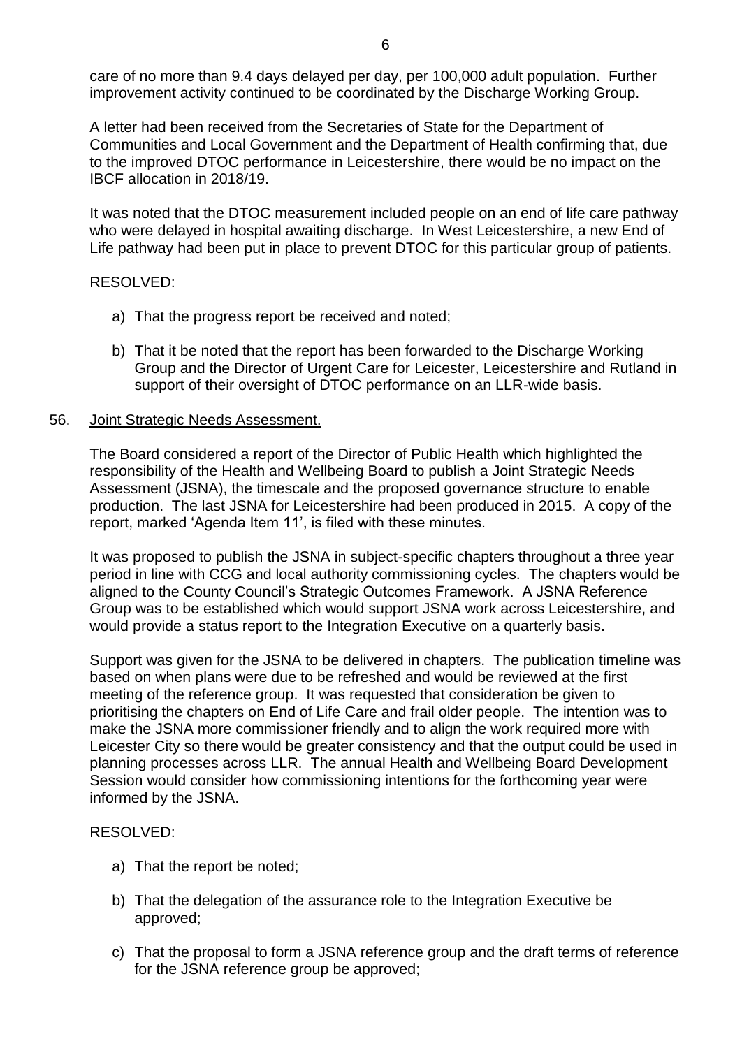care of no more than 9.4 days delayed per day, per 100,000 adult population. Further improvement activity continued to be coordinated by the Discharge Working Group.

A letter had been received from the Secretaries of State for the Department of Communities and Local Government and the Department of Health confirming that, due to the improved DTOC performance in Leicestershire, there would be no impact on the IBCF allocation in 2018/19.

It was noted that the DTOC measurement included people on an end of life care pathway who were delayed in hospital awaiting discharge. In West Leicestershire, a new End of Life pathway had been put in place to prevent DTOC for this particular group of patients.

RESOLVED:

a) That the progress report be received and noted;

b) That it be noted that the report has been forwarded to the Discharge Working Group and the Director of Urgent Care for Leicester, Leicestershire and Rutland in support of their oversight of DTOC performance on an LLR-wide basis.

56. Joint Strategic Needs Assessment.

The Board considered a report of the Director of Public Health which highlighted the responsibility of the Health and Wellbeing Board to publish a Joint Strategic Needs Assessment (JSNA), the timescale and the proposed governance structure to enable production. The last JSNA for Leicestershire had been produced in 2015. A copy of the report, marked 'Agenda Item 11', is filed with these minutes.

It was proposed to publish the JSNA in subject-specific chapters throughout a three year period in line with CCG and local authority commissioning cycles. The chapters would be aligned to the County Council's Strategic Outcomes Framework. A JSNA Reference Group was to be established which would support JSNA work across Leicestershire, and would provide a status report to the Integration Executive on a quarterly basis.

Support was given for the JSNA to be delivered in chapters. The publication timeline was based on when plans were due to be refreshed and would be reviewed at the first meeting of the reference group. It was requested that consideration be given to prioritising the chapters on End of Life Care and frail older people. The intention was to make the JSNA more commissioner friendly and to align the work required more with Leicester City so there would be greater consistency and that the output could be used in planning processes across LLR. The annual Health and Wellbeing Board Development Session would consider how commissioning intentions for the forthcoming year were informed by the JSNA.

RESOLVED:

a) That the report be noted;

b) That the delegation of the assurance role to the Integration Executive be approved;

c) That the proposal to form a JSNA reference group and the draft terms of reference for the JSNA reference group be approved;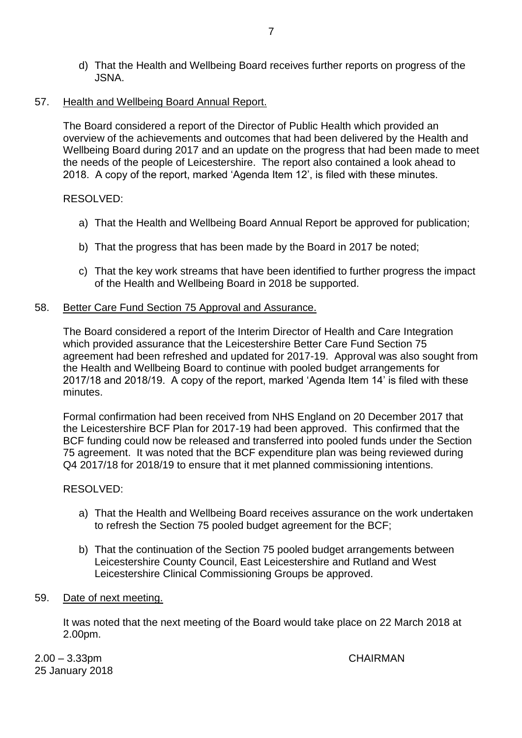d) That the Health and Wellbeing Board receives further reports on progress of the JSNA.

57. <u>Health and Wellbeing Board Annual Report.</u>

The Board considered a report of the Director of Public Health which provided an overview of the achievements and outcomes that had been delivered by the Health and Wellbeing Board during 2017 and an update on the progress that had been made to meet the needs of the people of Leicestershire. The report also contained a look ahead to 2018. A copy of the report, marked 'Agenda Item 12', is filed with these minutes.

RESOLVED:

a) That the Health and Wellbeing Board Annual Report be approved for publication;

b) That the progress that has been made by the Board in 2017 be noted;

c) That the key work streams that have been identified to further progress the impact of the Health and Wellbeing Board in 2018 be supported.

58. <u>Better Care Fund Section 75 Approval and Assurance.</u>

The Board considered a report of the Interim Director of Health and Care Integration which provided assurance that the Leicestershire Better Care Fund Section 75 agreement had been refreshed and updated for 2017-19. Approval was also sought from the Health and Wellbeing Board to continue with pooled budget arrangements for 2017/18 and 2018/19. A copy of the report, marked 'Agenda Item 14' is filed with these minutes.

Formal confirmation had been received from NHS England on 20 December 2017 that the Leicestershire BCF Plan for 2017-19 had been approved. This confirmed that the BCF funding could now be released and transferred into pooled funds under the Section 75 agreement. It was noted that the BCF expenditure plan was being reviewed during Q4 2017/18 for 2018/19 to ensure that it met planned commissioning intentions.

RESOLVED:

a) That the Health and Wellbeing Board receives assurance on the work undertaken to refresh the Section 75 pooled budget agreement for the BCF;

b) That the continuation of the Section 75 pooled budget arrangements between Leicestershire County Council, East Leicestershire and Rutland and West Leicestershire Clinical Commissioning Groups be approved.

59. <u>Date of next meeting.</u>

It was noted that the next meeting of the Board would take place on 22 March 2018 at 2.00pm.

2.00 – 3.33pm
25 January 2018

CHAIRMAN